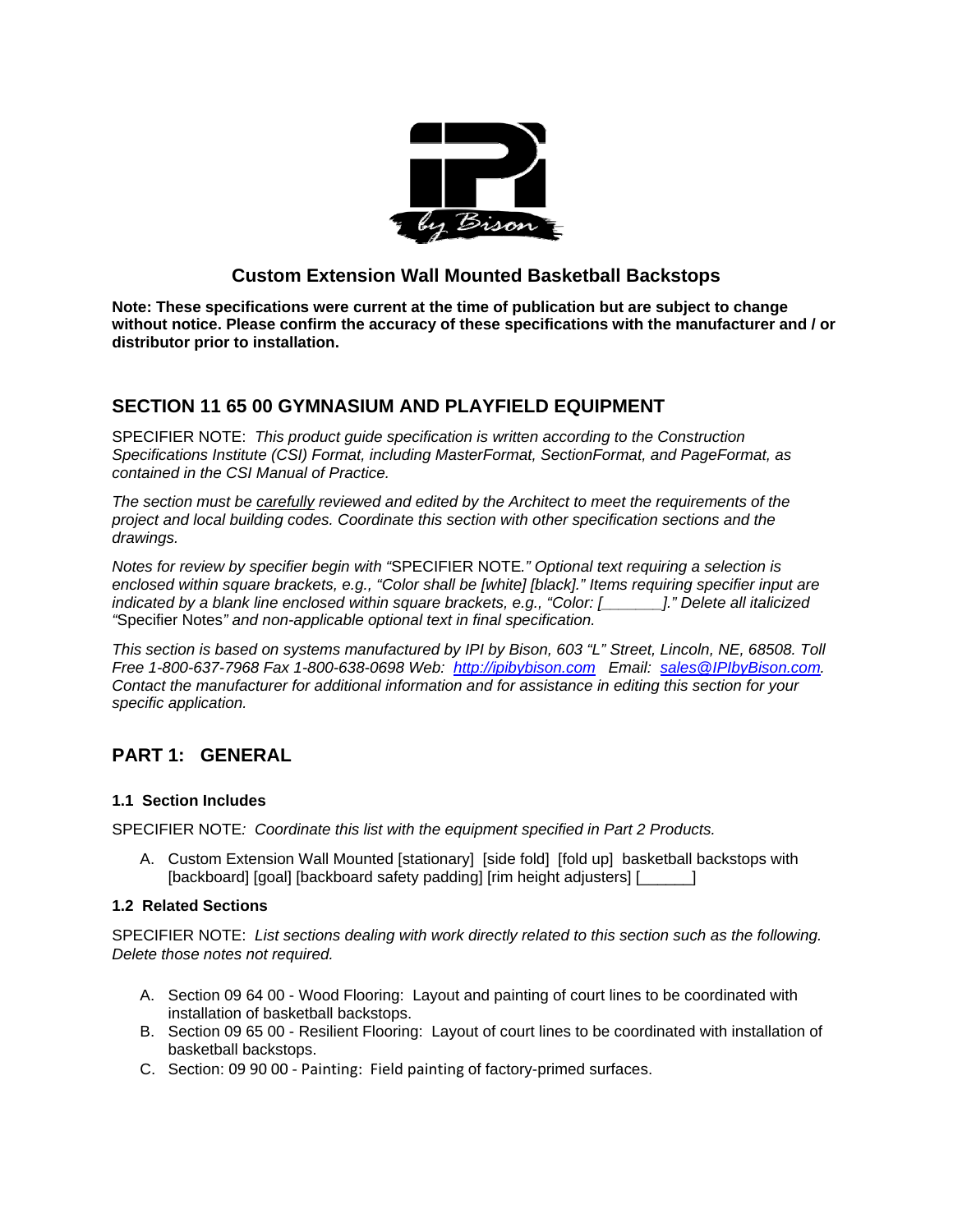# Custom Extension Wall Mounted Basketball Backstops

**Note: These specifications were current at the time of publication but are subject to change without notice. Please confirm the accuracy of these specifications with the manufacturer and / or distributor prior to installation.**

## SECTION 11 65 00 GYMNASIUM AND PLAYFIELD EQUIPMENT

SPECIFIER NOTE: *This product guide specification is written according to the Construction Specifications Institute (CSI) Format, including MasterFormat, SectionFormat, and PageFormat, as contained in the CSI Manual of Practice.*

*The section must be carefully reviewed and edited by the Architect to meet the requirements of the project and local building codes. Coordinate this section with other specification sections and the drawings.*

*Notes for review by specifier begin with "*SPECIFIER NOTE*." Optional text requiring a selection is enclosed within square brackets, e.g., "Color shall be [white] [black]." Items requiring specifier input are indicated by a blank line enclosed within square brackets, e.g., "Color: [_______]." Delete all italicized "*Specifier Notes*" and non-applicable optional text in final specification.*

*This section is based on systems manufactured by IPI by Bison, 603 "L" Street, Lincoln, NE, 68508. Toll Free 1-800-637-7968 Fax 1-800-638-0698 Web: http://ipibybison.com Email: sales@IPIbyBison.com. Contact the manufacturer for additional information and for assistance in editing this section for your specific application.*

## PART 1: GENERAL

### 1.1 Section Includes

SPECIFIER NOTE*: Coordinate this list with the equipment specified in Part 2 Products.*

A. Custom Extension Wall Mounted [stationary] [side fold] [fold up] basketball backstops with [backboard] [goal] [backboard safety padding] [rim height adjusters] [______]

### 1.2 Related Sections

SPECIFIER NOTE: *List sections dealing with work directly related to this section such as the following. Delete those notes not required.*

A. Section 09 64 00 - Wood Flooring: Layout and painting of court lines to be coordinated with installation of basketball backstops.
B. Section 09 65 00 - Resilient Flooring: Layout of court lines to be coordinated with installation of basketball backstops.
C. Section: 09 90 00 - Painting: Field painting of factory-primed surfaces.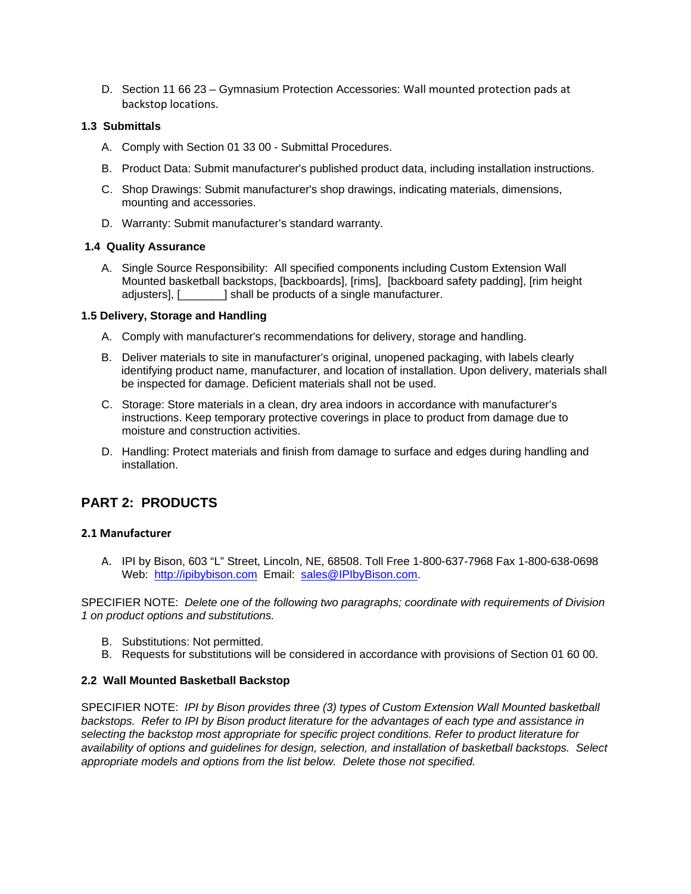D. Section 11 66 23 – Gymnasium Protection Accessories: Wall mounted protection pads at backstop locations.

### 1.3 Submittals

A. Comply with Section 01 33 00 - Submittal Procedures.

B. Product Data: Submit manufacturer's published product data, including installation instructions.

C. Shop Drawings: Submit manufacturer's shop drawings, indicating materials, dimensions, mounting and accessories.

D. Warranty: Submit manufacturer's standard warranty.

### 1.4 Quality Assurance

A. Single Source Responsibility: All specified components including Custom Extension Wall Mounted basketball backstops, [backboards], [rims], [backboard safety padding], [rim height adjusters], [_______] shall be products of a single manufacturer.

### 1.5 Delivery, Storage and Handling

A. Comply with manufacturer's recommendations for delivery, storage and handling.

B. Deliver materials to site in manufacturer's original, unopened packaging, with labels clearly identifying product name, manufacturer, and location of installation. Upon delivery, materials shall be inspected for damage. Deficient materials shall not be used.

C. Storage: Store materials in a clean, dry area indoors in accordance with manufacturer's instructions. Keep temporary protective coverings in place to product from damage due to moisture and construction activities.

D. Handling: Protect materials and finish from damage to surface and edges during handling and installation.

## PART 2: PRODUCTS

### 2.1 Manufacturer

A. IPI by Bison, 603 "L" Street, Lincoln, NE, 68508. Toll Free 1-800-637-7968 Fax 1-800-638-0698 Web: http://ipibybison.com Email: sales@IPIbyBison.com.

SPECIFIER NOTE: *Delete one of the following two paragraphs; coordinate with requirements of Division 1 on product options and substitutions.*

B. Substitutions: Not permitted.
B. Requests for substitutions will be considered in accordance with provisions of Section 01 60 00.

### 2.2 Wall Mounted Basketball Backstop

SPECIFIER NOTE: *IPI by Bison provides three (3) types of Custom Extension Wall Mounted basketball backstops. Refer to IPI by Bison product literature for the advantages of each type and assistance in selecting the backstop most appropriate for specific project conditions. Refer to product literature for availability of options and guidelines for design, selection, and installation of basketball backstops. Select appropriate models and options from the list below. Delete those not specified.*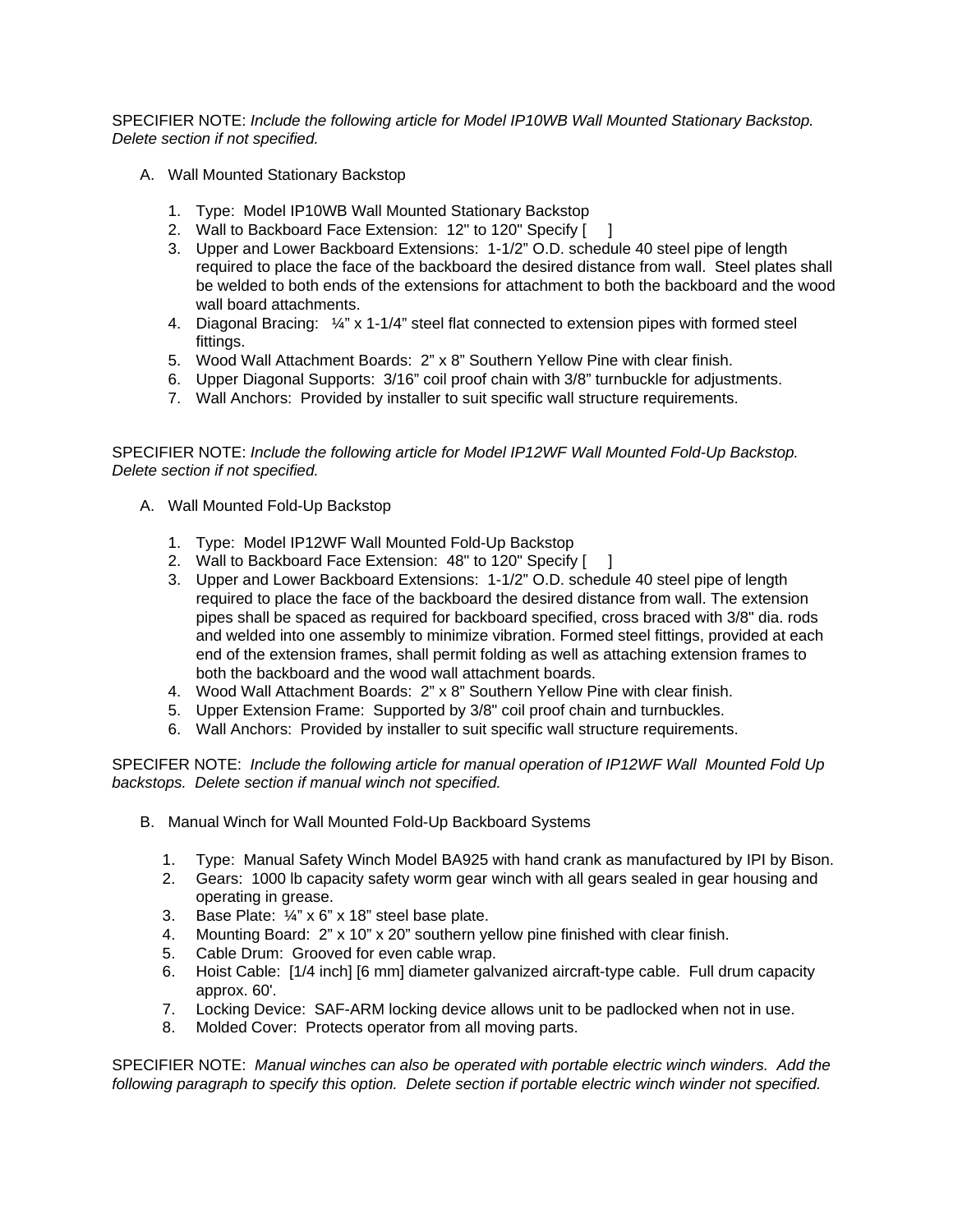SPECIFIER NOTE: *Include the following article for Model IP10WB Wall Mounted Stationary Backstop. Delete section if not specified.*

A. Wall Mounted Stationary Backstop

1. Type: Model IP10WB Wall Mounted Stationary Backstop
2. Wall to Backboard Face Extension: 12" to 120" Specify [ ]
3. Upper and Lower Backboard Extensions: 1-1/2" O.D. schedule 40 steel pipe of length required to place the face of the backboard the desired distance from wall. Steel plates shall be welded to both ends of the extensions for attachment to both the backboard and the wood wall board attachments.
4. Diagonal Bracing: ¼" x 1-1/4" steel flat connected to extension pipes with formed steel fittings.
5. Wood Wall Attachment Boards: 2" x 8" Southern Yellow Pine with clear finish.
6. Upper Diagonal Supports: 3/16" coil proof chain with 3/8" turnbuckle for adjustments.
7. Wall Anchors: Provided by installer to suit specific wall structure requirements.

SPECIFIER NOTE: *Include the following article for Model IP12WF Wall Mounted Fold-Up Backstop. Delete section if not specified.*

A. Wall Mounted Fold-Up Backstop

1. Type: Model IP12WF Wall Mounted Fold-Up Backstop
2. Wall to Backboard Face Extension: 48" to 120" Specify [ ]
3. Upper and Lower Backboard Extensions: 1-1/2" O.D. schedule 40 steel pipe of length required to place the face of the backboard the desired distance from wall. The extension pipes shall be spaced as required for backboard specified, cross braced with 3/8" dia. rods and welded into one assembly to minimize vibration. Formed steel fittings, provided at each end of the extension frames, shall permit folding as well as attaching extension frames to both the backboard and the wood wall attachment boards.
4. Wood Wall Attachment Boards: 2" x 8" Southern Yellow Pine with clear finish.
5. Upper Extension Frame: Supported by 3/8" coil proof chain and turnbuckles.
6. Wall Anchors: Provided by installer to suit specific wall structure requirements.

SPECIFER NOTE: *Include the following article for manual operation of IP12WF Wall Mounted Fold Up backstops. Delete section if manual winch not specified.*

B. Manual Winch for Wall Mounted Fold-Up Backboard Systems

1. Type: Manual Safety Winch Model BA925 with hand crank as manufactured by IPI by Bison.
2. Gears: 1000 lb capacity safety worm gear winch with all gears sealed in gear housing and operating in grease.
3. Base Plate: ¼" x 6" x 18" steel base plate.
4. Mounting Board: 2" x 10" x 20" southern yellow pine finished with clear finish.
5. Cable Drum: Grooved for even cable wrap.
6. Hoist Cable: [1/4 inch] [6 mm] diameter galvanized aircraft-type cable. Full drum capacity approx. 60'.
7. Locking Device: SAF-ARM locking device allows unit to be padlocked when not in use.
8. Molded Cover: Protects operator from all moving parts.

SPECIFIER NOTE: *Manual winches can also be operated with portable electric winch winders. Add the following paragraph to specify this option. Delete section if portable electric winch winder not specified.*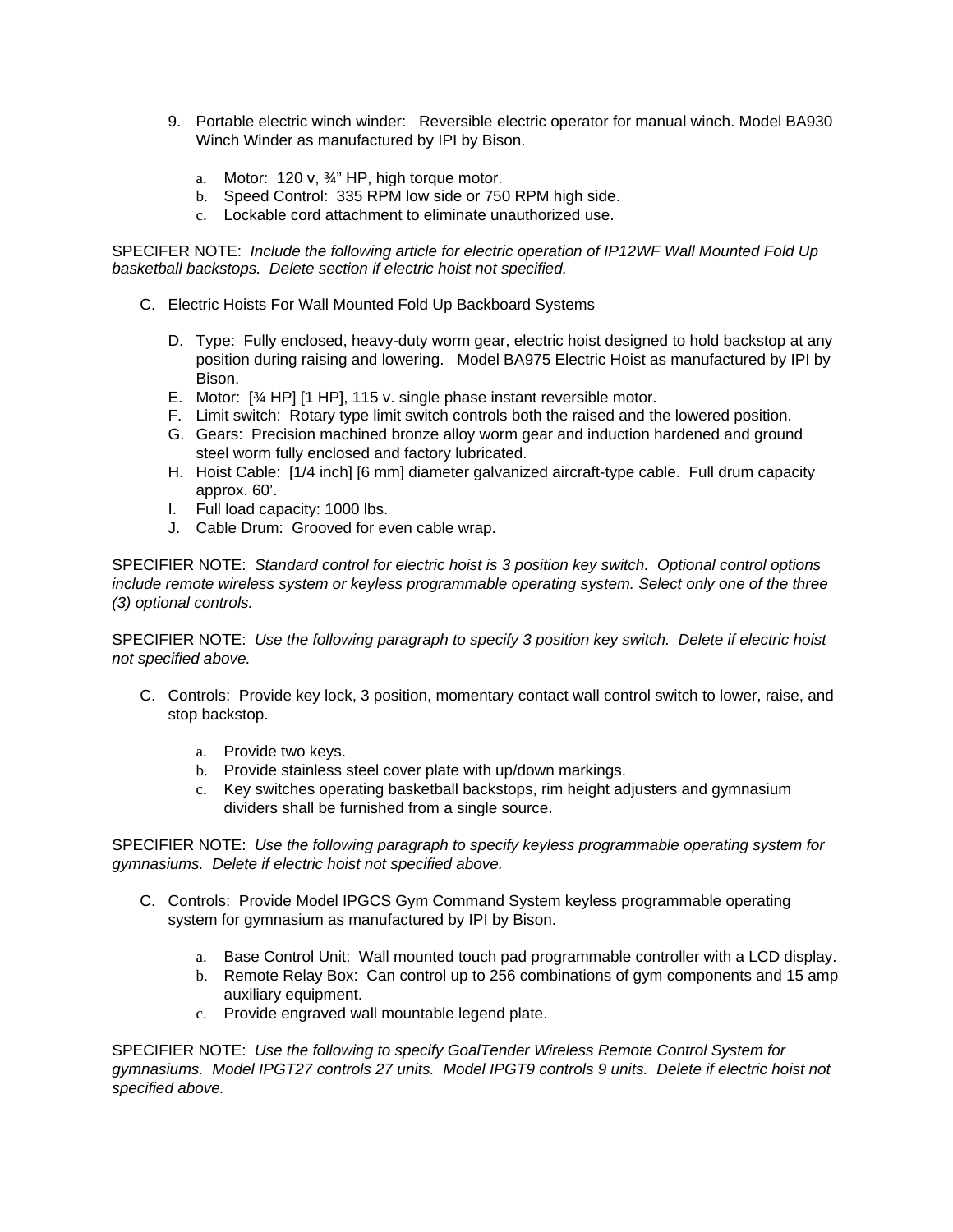9. Portable electric winch winder: Reversible electric operator for manual winch. Model BA930 Winch Winder as manufactured by IPI by Bison.

    a. Motor: 120 v, ¾" HP, high torque motor.
    b. Speed Control: 335 RPM low side or 750 RPM high side.
    c. Lockable cord attachment to eliminate unauthorized use.

SPECIFER NOTE: *Include the following article for electric operation of IP12WF Wall Mounted Fold Up basketball backstops. Delete section if electric hoist not specified.*

C. Electric Hoists For Wall Mounted Fold Up Backboard Systems

    D. Type: Fully enclosed, heavy-duty worm gear, electric hoist designed to hold backstop at any position during raising and lowering. Model BA975 Electric Hoist as manufactured by IPI by Bison.
    E. Motor: [¾ HP] [1 HP], 115 v. single phase instant reversible motor.
    F. Limit switch: Rotary type limit switch controls both the raised and the lowered position.
    G. Gears: Precision machined bronze alloy worm gear and induction hardened and ground steel worm fully enclosed and factory lubricated.
    H. Hoist Cable: [1/4 inch] [6 mm] diameter galvanized aircraft-type cable. Full drum capacity approx. 60'.
    I. Full load capacity: 1000 lbs.
    J. Cable Drum: Grooved for even cable wrap.

SPECIFIER NOTE: *Standard control for electric hoist is 3 position key switch. Optional control options include remote wireless system or keyless programmable operating system. Select only one of the three (3) optional controls.*

SPECIFIER NOTE: *Use the following paragraph to specify 3 position key switch. Delete if electric hoist not specified above.*

C. Controls: Provide key lock, 3 position, momentary contact wall control switch to lower, raise, and stop backstop.

    a. Provide two keys.
    b. Provide stainless steel cover plate with up/down markings.
    c. Key switches operating basketball backstops, rim height adjusters and gymnasium dividers shall be furnished from a single source.

SPECIFIER NOTE: *Use the following paragraph to specify keyless programmable operating system for gymnasiums. Delete if electric hoist not specified above.*

C. Controls: Provide Model IPGCS Gym Command System keyless programmable operating system for gymnasium as manufactured by IPI by Bison.

    a. Base Control Unit: Wall mounted touch pad programmable controller with a LCD display.
    b. Remote Relay Box: Can control up to 256 combinations of gym components and 15 amp auxiliary equipment.
    c. Provide engraved wall mountable legend plate.

SPECIFIER NOTE: *Use the following to specify GoalTender Wireless Remote Control System for gymnasiums. Model IPGT27 controls 27 units. Model IPGT9 controls 9 units. Delete if electric hoist not specified above.*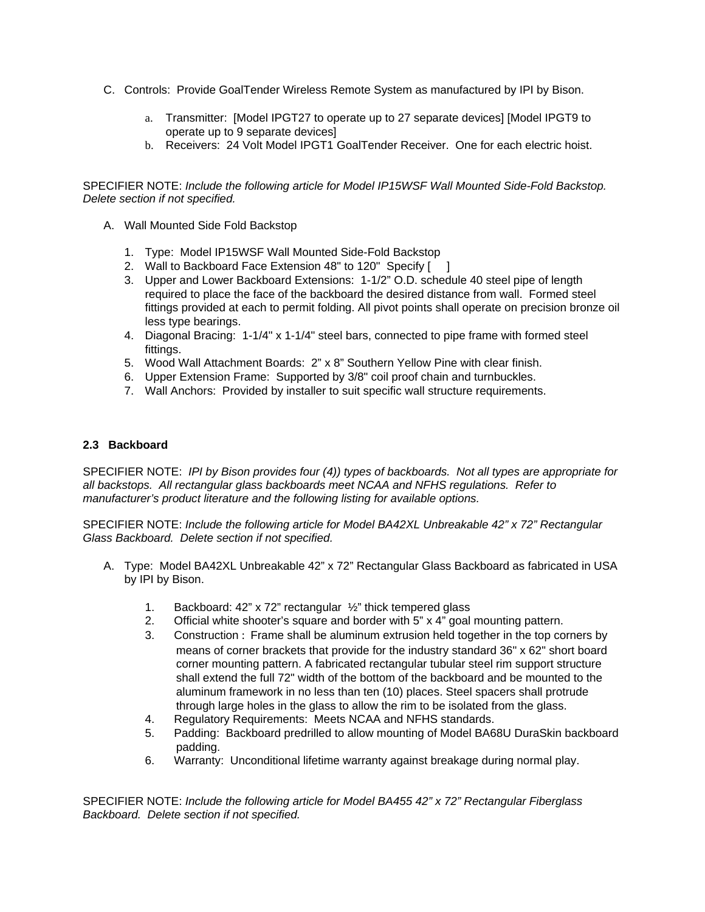C. Controls: Provide GoalTender Wireless Remote System as manufactured by IPI by Bison.

   a. Transmitter: [Model IPGT27 to operate up to 27 separate devices] [Model IPGT9 to operate up to 9 separate devices]
   b. Receivers: 24 Volt Model IPGT1 GoalTender Receiver. One for each electric hoist.

SPECIFIER NOTE: *Include the following article for Model IP15WSF Wall Mounted Side-Fold Backstop. Delete section if not specified.*

A. Wall Mounted Side Fold Backstop

   1. Type: Model IP15WSF Wall Mounted Side-Fold Backstop
   2. Wall to Backboard Face Extension 48" to 120" Specify [ ]
   3. Upper and Lower Backboard Extensions: 1-1/2" O.D. schedule 40 steel pipe of length required to place the face of the backboard the desired distance from wall. Formed steel fittings provided at each to permit folding. All pivot points shall operate on precision bronze oil less type bearings.
   4. Diagonal Bracing: 1-1/4" x 1-1/4" steel bars, connected to pipe frame with formed steel fittings.
   5. Wood Wall Attachment Boards: 2" x 8" Southern Yellow Pine with clear finish.
   6. Upper Extension Frame: Supported by 3/8" coil proof chain and turnbuckles.
   7. Wall Anchors: Provided by installer to suit specific wall structure requirements.

### 2.3 Backboard

SPECIFIER NOTE: *IPI by Bison provides four (4)) types of backboards. Not all types are appropriate for all backstops. All rectangular glass backboards meet NCAA and NFHS regulations. Refer to manufacturer's product literature and the following listing for available options.*

SPECIFIER NOTE: *Include the following article for Model BA42XL Unbreakable 42" x 72" Rectangular Glass Backboard. Delete section if not specified.*

A. Type: Model BA42XL Unbreakable 42" x 72" Rectangular Glass Backboard as fabricated in USA by IPI by Bison.

   1. Backboard: 42" x 72" rectangular ½" thick tempered glass
   2. Official white shooter's square and border with 5" x 4" goal mounting pattern.
   3. Construction : Frame shall be aluminum extrusion held together in the top corners by means of corner brackets that provide for the industry standard 36" x 62" short board corner mounting pattern. A fabricated rectangular tubular steel rim support structure shall extend the full 72" width of the bottom of the backboard and be mounted to the aluminum framework in no less than ten (10) places. Steel spacers shall protrude through large holes in the glass to allow the rim to be isolated from the glass.
   4. Regulatory Requirements: Meets NCAA and NFHS standards.
   5. Padding: Backboard predrilled to allow mounting of Model BA68U DuraSkin backboard padding.
   6. Warranty: Unconditional lifetime warranty against breakage during normal play.

SPECIFIER NOTE: *Include the following article for Model BA455 42" x 72" Rectangular Fiberglass Backboard. Delete section if not specified.*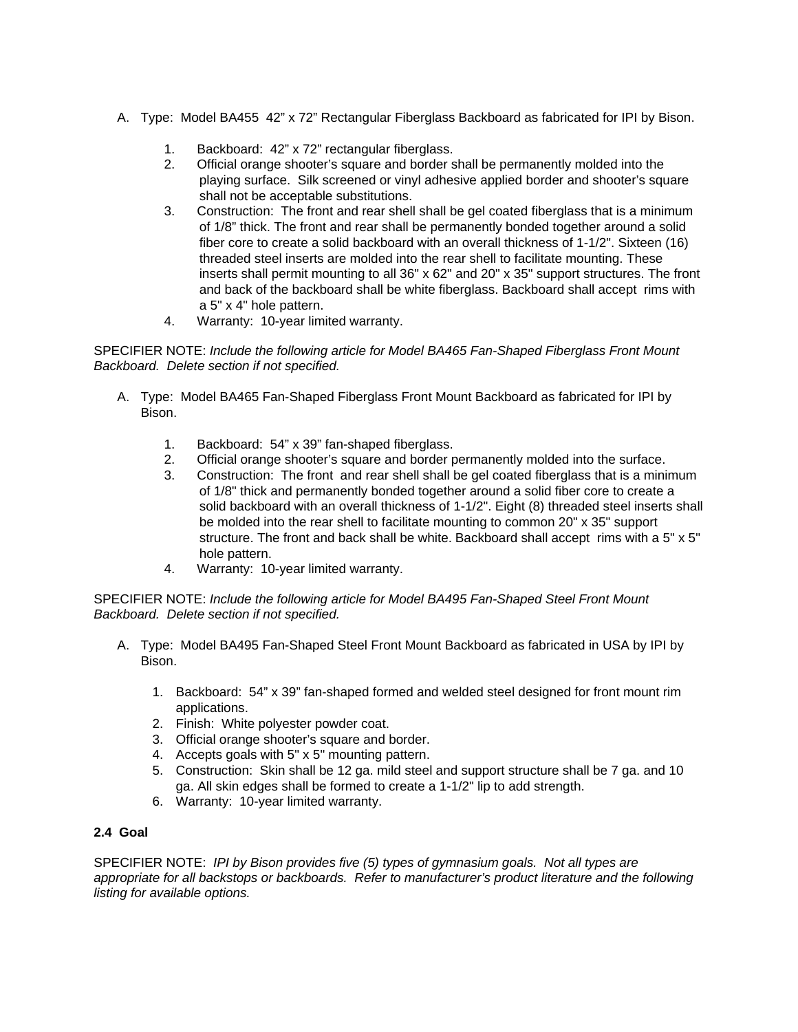A. Type: Model BA455 42" x 72" Rectangular Fiberglass Backboard as fabricated for IPI by Bison.

   1. Backboard: 42" x 72" rectangular fiberglass.
   2. Official orange shooter's square and border shall be permanently molded into the playing surface. Silk screened or vinyl adhesive applied border and shooter's square shall not be acceptable substitutions.
   3. Construction: The front and rear shell shall be gel coated fiberglass that is a minimum of 1/8" thick. The front and rear shall be permanently bonded together around a solid fiber core to create a solid backboard with an overall thickness of 1-1/2". Sixteen (16) threaded steel inserts are molded into the rear shell to facilitate mounting. These inserts shall permit mounting to all 36" x 62" and 20" x 35" support structures. The front and back of the backboard shall be white fiberglass. Backboard shall accept rims with a 5" x 4" hole pattern.
   4. Warranty: 10-year limited warranty.

SPECIFIER NOTE: *Include the following article for Model BA465 Fan-Shaped Fiberglass Front Mount Backboard. Delete section if not specified.*

A. Type: Model BA465 Fan-Shaped Fiberglass Front Mount Backboard as fabricated for IPI by Bison.

   1. Backboard: 54" x 39" fan-shaped fiberglass.
   2. Official orange shooter's square and border permanently molded into the surface.
   3. Construction: The front and rear shell shall be gel coated fiberglass that is a minimum of 1/8" thick and permanently bonded together around a solid fiber core to create a solid backboard with an overall thickness of 1-1/2". Eight (8) threaded steel inserts shall be molded into the rear shell to facilitate mounting to common 20" x 35" support structure. The front and back shall be white. Backboard shall accept rims with a 5" x 5" hole pattern.
   4. Warranty: 10-year limited warranty.

SPECIFIER NOTE: *Include the following article for Model BA495 Fan-Shaped Steel Front Mount Backboard. Delete section if not specified.*

A. Type: Model BA495 Fan-Shaped Steel Front Mount Backboard as fabricated in USA by IPI by Bison.

   1. Backboard: 54" x 39" fan-shaped formed and welded steel designed for front mount rim applications.
   2. Finish: White polyester powder coat.
   3. Official orange shooter's square and border.
   4. Accepts goals with 5" x 5" mounting pattern.
   5. Construction: Skin shall be 12 ga. mild steel and support structure shall be 7 ga. and 10 ga. All skin edges shall be formed to create a 1-1/2" lip to add strength.
   6. Warranty: 10-year limited warranty.

**2.4 Goal**

SPECIFIER NOTE: *IPI by Bison provides five (5) types of gymnasium goals. Not all types are appropriate for all backstops or backboards. Refer to manufacturer's product literature and the following listing for available options.*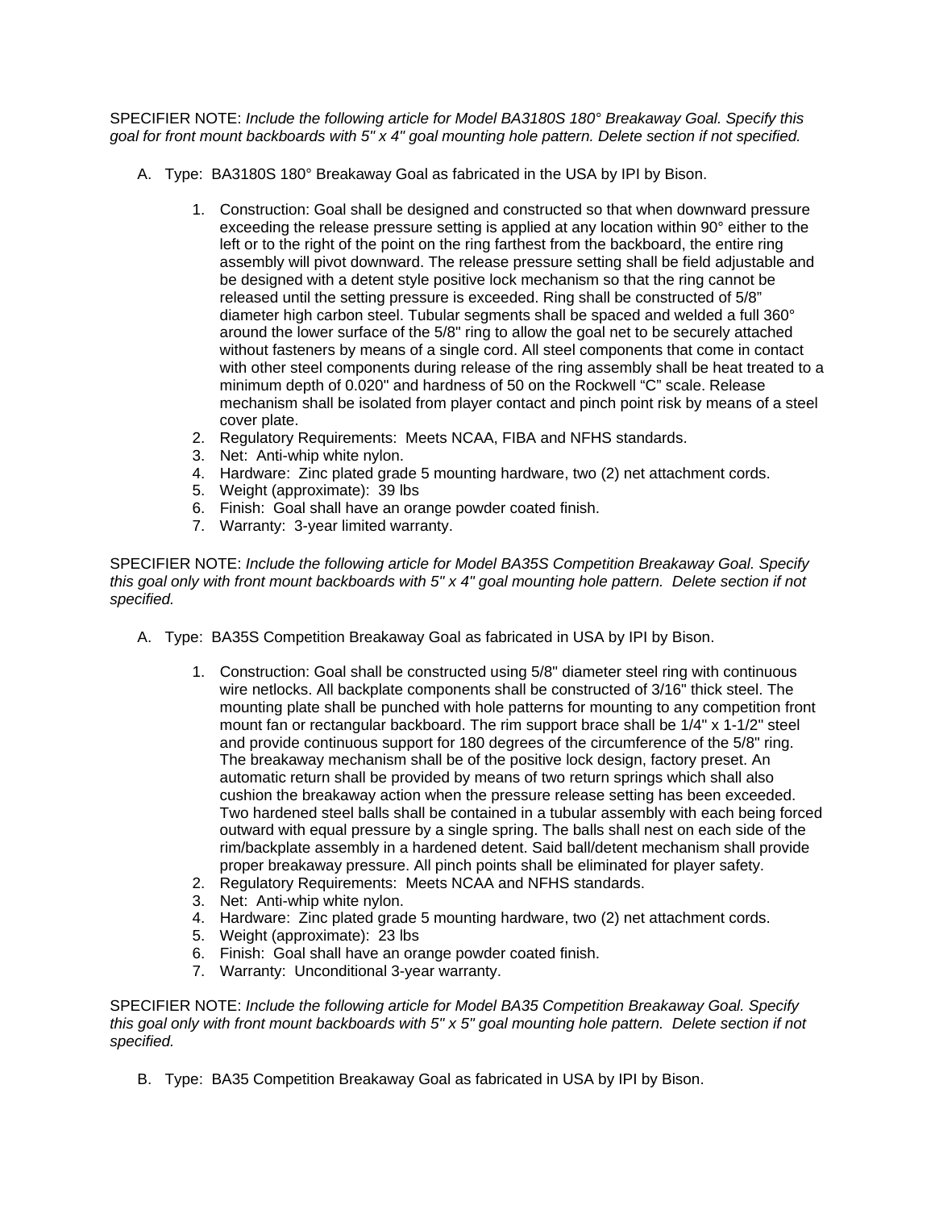SPECIFIER NOTE: *Include the following article for Model BA3180S 180° Breakaway Goal. Specify this goal for front mount backboards with 5" x 4" goal mounting hole pattern. Delete section if not specified.*

A. Type: BA3180S 180° Breakaway Goal as fabricated in the USA by IPI by Bison.

   1. Construction: Goal shall be designed and constructed so that when downward pressure exceeding the release pressure setting is applied at any location within 90° either to the left or to the right of the point on the ring farthest from the backboard, the entire ring assembly will pivot downward. The release pressure setting shall be field adjustable and be designed with a detent style positive lock mechanism so that the ring cannot be released until the setting pressure is exceeded. Ring shall be constructed of 5/8" diameter high carbon steel. Tubular segments shall be spaced and welded a full 360° around the lower surface of the 5/8" ring to allow the goal net to be securely attached without fasteners by means of a single cord. All steel components that come in contact with other steel components during release of the ring assembly shall be heat treated to a minimum depth of 0.020" and hardness of 50 on the Rockwell "C" scale. Release mechanism shall be isolated from player contact and pinch point risk by means of a steel cover plate.
   2. Regulatory Requirements: Meets NCAA, FIBA and NFHS standards.
   3. Net: Anti-whip white nylon.
   4. Hardware: Zinc plated grade 5 mounting hardware, two (2) net attachment cords.
   5. Weight (approximate): 39 lbs
   6. Finish: Goal shall have an orange powder coated finish.
   7. Warranty: 3-year limited warranty.

SPECIFIER NOTE: *Include the following article for Model BA35S Competition Breakaway Goal. Specify this goal only with front mount backboards with 5" x 4" goal mounting hole pattern. Delete section if not specified.*

A. Type: BA35S Competition Breakaway Goal as fabricated in USA by IPI by Bison.

   1. Construction: Goal shall be constructed using 5/8" diameter steel ring with continuous wire netlocks. All backplate components shall be constructed of 3/16" thick steel. The mounting plate shall be punched with hole patterns for mounting to any competition front mount fan or rectangular backboard. The rim support brace shall be 1/4" x 1-1/2" steel and provide continuous support for 180 degrees of the circumference of the 5/8" ring. The breakaway mechanism shall be of the positive lock design, factory preset. An automatic return shall be provided by means of two return springs which shall also cushion the breakaway action when the pressure release setting has been exceeded. Two hardened steel balls shall be contained in a tubular assembly with each being forced outward with equal pressure by a single spring. The balls shall nest on each side of the rim/backplate assembly in a hardened detent. Said ball/detent mechanism shall provide proper breakaway pressure. All pinch points shall be eliminated for player safety.
   2. Regulatory Requirements: Meets NCAA and NFHS standards.
   3. Net: Anti-whip white nylon.
   4. Hardware: Zinc plated grade 5 mounting hardware, two (2) net attachment cords.
   5. Weight (approximate): 23 lbs
   6. Finish: Goal shall have an orange powder coated finish.
   7. Warranty: Unconditional 3-year warranty.

SPECIFIER NOTE: *Include the following article for Model BA35 Competition Breakaway Goal. Specify this goal only with front mount backboards with 5" x 5" goal mounting hole pattern. Delete section if not specified.*

B. Type: BA35 Competition Breakaway Goal as fabricated in USA by IPI by Bison.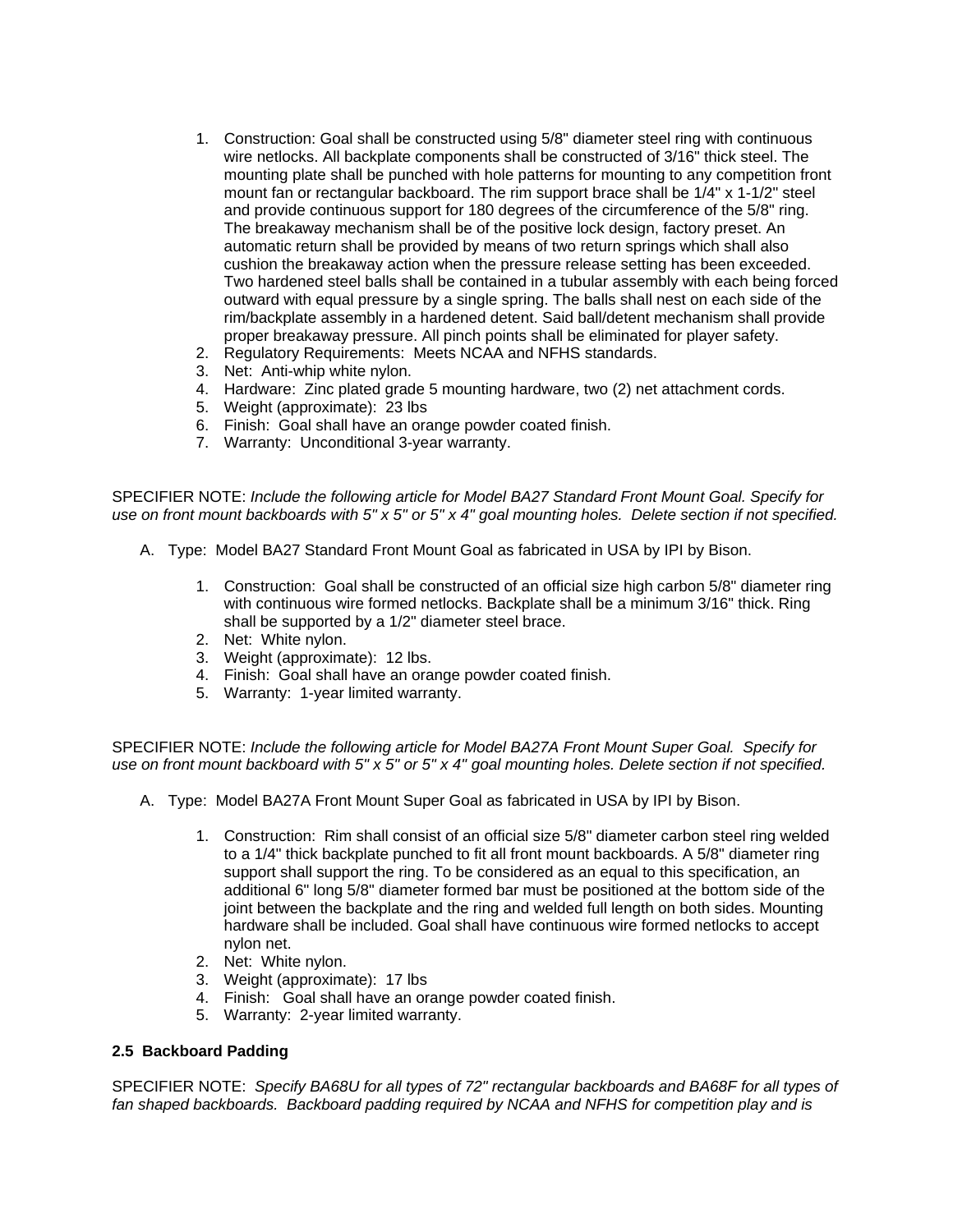1. Construction: Goal shall be constructed using 5/8" diameter steel ring with continuous wire netlocks. All backplate components shall be constructed of 3/16" thick steel. The mounting plate shall be punched with hole patterns for mounting to any competition front mount fan or rectangular backboard. The rim support brace shall be 1/4" x 1-1/2" steel and provide continuous support for 180 degrees of the circumference of the 5/8" ring. The breakaway mechanism shall be of the positive lock design, factory preset. An automatic return shall be provided by means of two return springs which shall also cushion the breakaway action when the pressure release setting has been exceeded. Two hardened steel balls shall be contained in a tubular assembly with each being forced outward with equal pressure by a single spring. The balls shall nest on each side of the rim/backplate assembly in a hardened detent. Said ball/detent mechanism shall provide proper breakaway pressure. All pinch points shall be eliminated for player safety.
2. Regulatory Requirements: Meets NCAA and NFHS standards.
3. Net: Anti-whip white nylon.
4. Hardware: Zinc plated grade 5 mounting hardware, two (2) net attachment cords.
5. Weight (approximate): 23 lbs
6. Finish: Goal shall have an orange powder coated finish.
7. Warranty: Unconditional 3-year warranty.

SPECIFIER NOTE: *Include the following article for Model BA27 Standard Front Mount Goal. Specify for use on front mount backboards with 5" x 5" or 5" x 4" goal mounting holes. Delete section if not specified.*

A. Type: Model BA27 Standard Front Mount Goal as fabricated in USA by IPI by Bison.

   1. Construction: Goal shall be constructed of an official size high carbon 5/8" diameter ring with continuous wire formed netlocks. Backplate shall be a minimum 3/16" thick. Ring shall be supported by a 1/2" diameter steel brace.
   2. Net: White nylon.
   3. Weight (approximate): 12 lbs.
   4. Finish: Goal shall have an orange powder coated finish.
   5. Warranty: 1-year limited warranty.

SPECIFIER NOTE: *Include the following article for Model BA27A Front Mount Super Goal. Specify for use on front mount backboard with 5" x 5" or 5" x 4" goal mounting holes. Delete section if not specified.*

A. Type: Model BA27A Front Mount Super Goal as fabricated in USA by IPI by Bison.

   1. Construction: Rim shall consist of an official size 5/8" diameter carbon steel ring welded to a 1/4" thick backplate punched to fit all front mount backboards. A 5/8" diameter ring support shall support the ring. To be considered as an equal to this specification, an additional 6" long 5/8" diameter formed bar must be positioned at the bottom side of the joint between the backplate and the ring and welded full length on both sides. Mounting hardware shall be included. Goal shall have continuous wire formed netlocks to accept nylon net.
   2. Net: White nylon.
   3. Weight (approximate): 17 lbs
   4. Finish: Goal shall have an orange powder coated finish.
   5. Warranty: 2-year limited warranty.

### 2.5 Backboard Padding

SPECIFIER NOTE: *Specify BA68U for all types of 72" rectangular backboards and BA68F for all types of fan shaped backboards. Backboard padding required by NCAA and NFHS for competition play and is*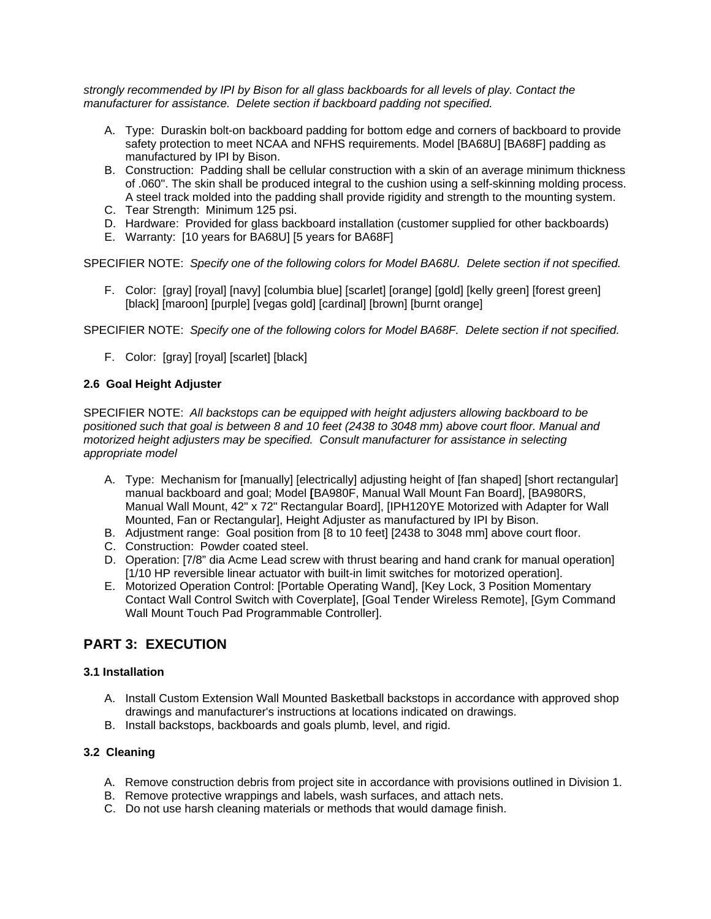*strongly recommended by IPI by Bison for all glass backboards for all levels of play. Contact the manufacturer for assistance. Delete section if backboard padding not specified.*

A. Type: Duraskin bolt-on backboard padding for bottom edge and corners of backboard to provide safety protection to meet NCAA and NFHS requirements. Model [BA68U] [BA68F] padding as manufactured by IPI by Bison.
B. Construction: Padding shall be cellular construction with a skin of an average minimum thickness of .060". The skin shall be produced integral to the cushion using a self-skinning molding process. A steel track molded into the padding shall provide rigidity and strength to the mounting system.
C. Tear Strength: Minimum 125 psi.
D. Hardware: Provided for glass backboard installation (customer supplied for other backboards)
E. Warranty: [10 years for BA68U] [5 years for BA68F]

SPECIFIER NOTE: *Specify one of the following colors for Model BA68U. Delete section if not specified.*

F. Color: [gray] [royal] [navy] [columbia blue] [scarlet] [orange] [gold] [kelly green] [forest green] [black] [maroon] [purple] [vegas gold] [cardinal] [brown] [burnt orange]

SPECIFIER NOTE: *Specify one of the following colors for Model BA68F. Delete section if not specified.*

F. Color: [gray] [royal] [scarlet] [black]

### 2.6 Goal Height Adjuster

SPECIFIER NOTE: *All backstops can be equipped with height adjusters allowing backboard to be positioned such that goal is between 8 and 10 feet (2438 to 3048 mm) above court floor. Manual and motorized height adjusters may be specified. Consult manufacturer for assistance in selecting appropriate model*

A. Type: Mechanism for [manually] [electrically] adjusting height of [fan shaped] [short rectangular] manual backboard and goal; Model **[**BA980F, Manual Wall Mount Fan Board], [BA980RS, Manual Wall Mount, 42" x 72" Rectangular Board], [IPH120YE Motorized with Adapter for Wall Mounted, Fan or Rectangular], Height Adjuster as manufactured by IPI by Bison.
B. Adjustment range: Goal position from [8 to 10 feet] [2438 to 3048 mm] above court floor.
C. Construction: Powder coated steel.
D. Operation: [7/8" dia Acme Lead screw with thrust bearing and hand crank for manual operation] [1/10 HP reversible linear actuator with built-in limit switches for motorized operation].
E. Motorized Operation Control: [Portable Operating Wand], [Key Lock, 3 Position Momentary Contact Wall Control Switch with Coverplate], [Goal Tender Wireless Remote], [Gym Command Wall Mount Touch Pad Programmable Controller].

## PART 3: EXECUTION

### 3.1 Installation

A. Install Custom Extension Wall Mounted Basketball backstops in accordance with approved shop drawings and manufacturer's instructions at locations indicated on drawings.
B. Install backstops, backboards and goals plumb, level, and rigid.

### 3.2 Cleaning

A. Remove construction debris from project site in accordance with provisions outlined in Division 1.
B. Remove protective wrappings and labels, wash surfaces, and attach nets.
C. Do not use harsh cleaning materials or methods that would damage finish.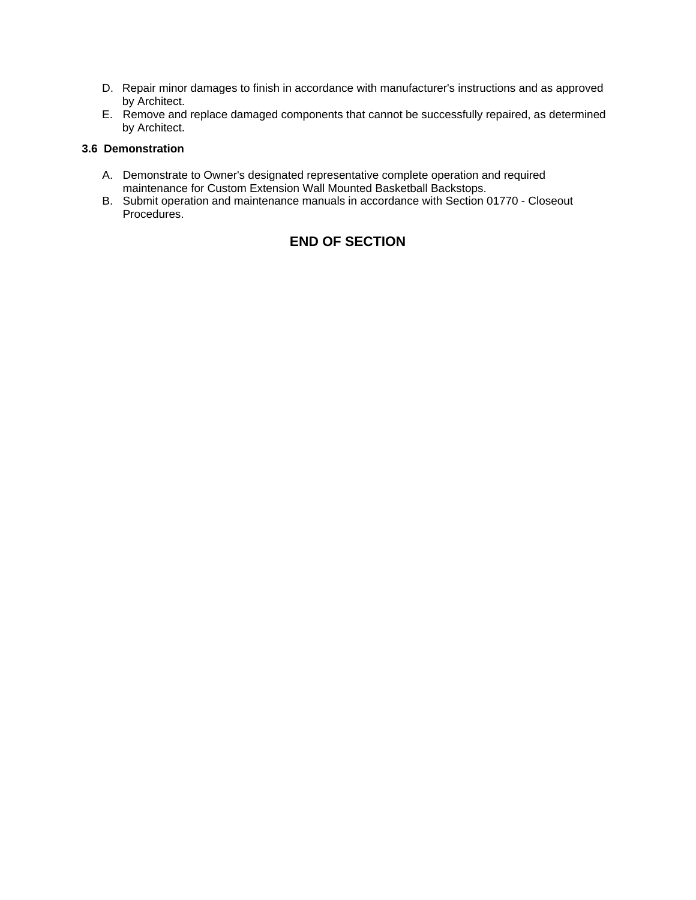D. Repair minor damages to finish in accordance with manufacturer's instructions and as approved by Architect.

E. Remove and replace damaged components that cannot be successfully repaired, as determined by Architect.

**3.6 Demonstration**

A. Demonstrate to Owner's designated representative complete operation and required maintenance for Custom Extension Wall Mounted Basketball Backstops.

B. Submit operation and maintenance manuals in accordance with Section 01770 - Closeout Procedures.

**END OF SECTION**